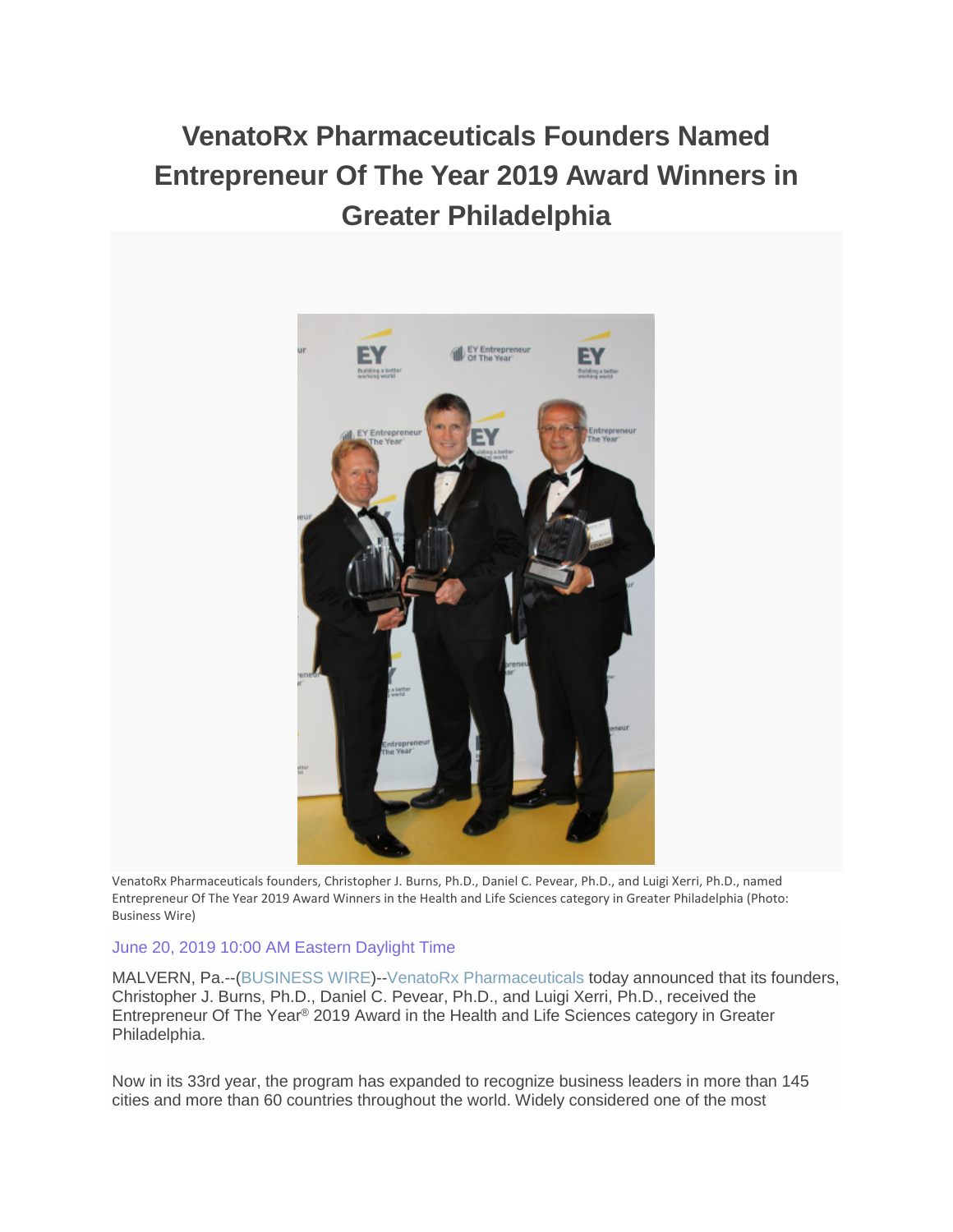# VenatoRx Pharmaceuticals Founders Named Entrepreneur Of The Year 2019 Award Winners in Greater Philadelphia

VenatoRx Pharmaceuticals founders, Christopher J. Burns, Ph.D., Daniel C. Pevear, Ph.D., and Luigi Xerri, Ph.D., named Entrepreneur Of The Year 2019 Award Winners in the Health and Life Sciences category in Greater Philadelphia (Photo: Business Wire)

June 20, 2019 10:00 AM Eastern Daylight Time

MALVERN, Pa.--(BUSINESS WIRE)--VenatoRx Pharmaceuticals today announced that its founders, Christopher J. Burns, Ph.D., Daniel C. Pevear, Ph.D., and Luigi Xerri, Ph.D., received the Entrepreneur Of The Year® 2019 Award in the Health and Life Sciences category in Greater Philadelphia.

Now in its 33rd year, the program has expanded to recognize business leaders in more than 145 cities and more than 60 countries throughout the world. Widely considered one of the most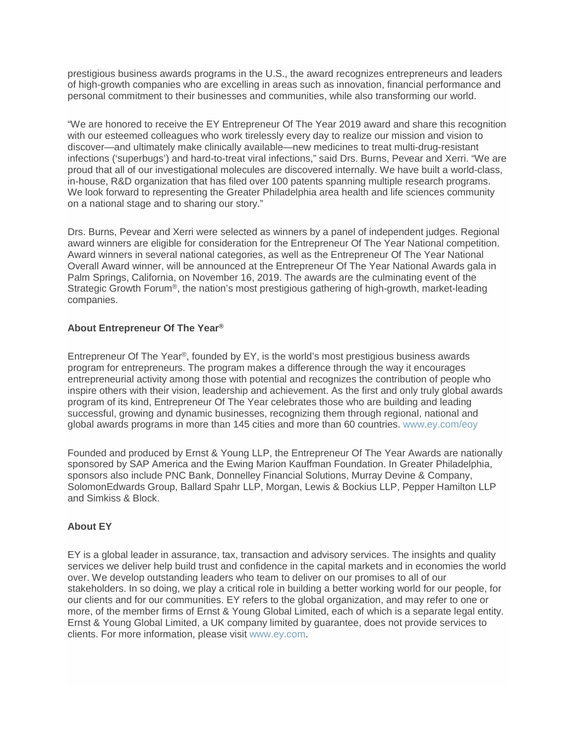prestigious business awards programs in the U.S., the award recognizes entrepreneurs and leaders of high-growth companies who are excelling in areas such as innovation, financial performance and personal commitment to their businesses and communities, while also transforming our world.

"We are honored to receive the EY Entrepreneur Of The Year 2019 award and share this recognition with our esteemed colleagues who work tirelessly every day to realize our mission and vision to discover—and ultimately make clinically available—new medicines to treat multi-drug-resistant infections ('superbugs') and hard-to-treat viral infections," said Drs. Burns, Pevear and Xerri. "We are proud that all of our investigational molecules are discovered internally. We have built a world-class, in-house, R&D organization that has filed over 100 patents spanning multiple research programs. We look forward to representing the Greater Philadelphia area health and life sciences community on a national stage and to sharing our story."

Drs. Burns, Pevear and Xerri were selected as winners by a panel of independent judges. Regional award winners are eligible for consideration for the Entrepreneur Of The Year National competition. Award winners in several national categories, as well as the Entrepreneur Of The Year National Overall Award winner, will be announced at the Entrepreneur Of The Year National Awards gala in Palm Springs, California, on November 16, 2019. The awards are the culminating event of the Strategic Growth Forum®, the nation's most prestigious gathering of high-growth, market-leading companies.

**About Entrepreneur Of The Year®**

Entrepreneur Of The Year®, founded by EY, is the world's most prestigious business awards program for entrepreneurs. The program makes a difference through the way it encourages entrepreneurial activity among those with potential and recognizes the contribution of people who inspire others with their vision, leadership and achievement. As the first and only truly global awards program of its kind, Entrepreneur Of The Year celebrates those who are building and leading successful, growing and dynamic businesses, recognizing them through regional, national and global awards programs in more than 145 cities and more than 60 countries. www.ey.com/eoy

Founded and produced by Ernst & Young LLP, the Entrepreneur Of The Year Awards are nationally sponsored by SAP America and the Ewing Marion Kauffman Foundation. In Greater Philadelphia, sponsors also include PNC Bank, Donnelley Financial Solutions, Murray Devine & Company, SolomonEdwards Group, Ballard Spahr LLP, Morgan, Lewis & Bockius LLP, Pepper Hamilton LLP and Simkiss & Block.

**About EY**

EY is a global leader in assurance, tax, transaction and advisory services. The insights and quality services we deliver help build trust and confidence in the capital markets and in economies the world over. We develop outstanding leaders who team to deliver on our promises to all of our stakeholders. In so doing, we play a critical role in building a better working world for our people, for our clients and for our communities. EY refers to the global organization, and may refer to one or more, of the member firms of Ernst & Young Global Limited, each of which is a separate legal entity. Ernst & Young Global Limited, a UK company limited by guarantee, does not provide services to clients. For more information, please visit www.ey.com.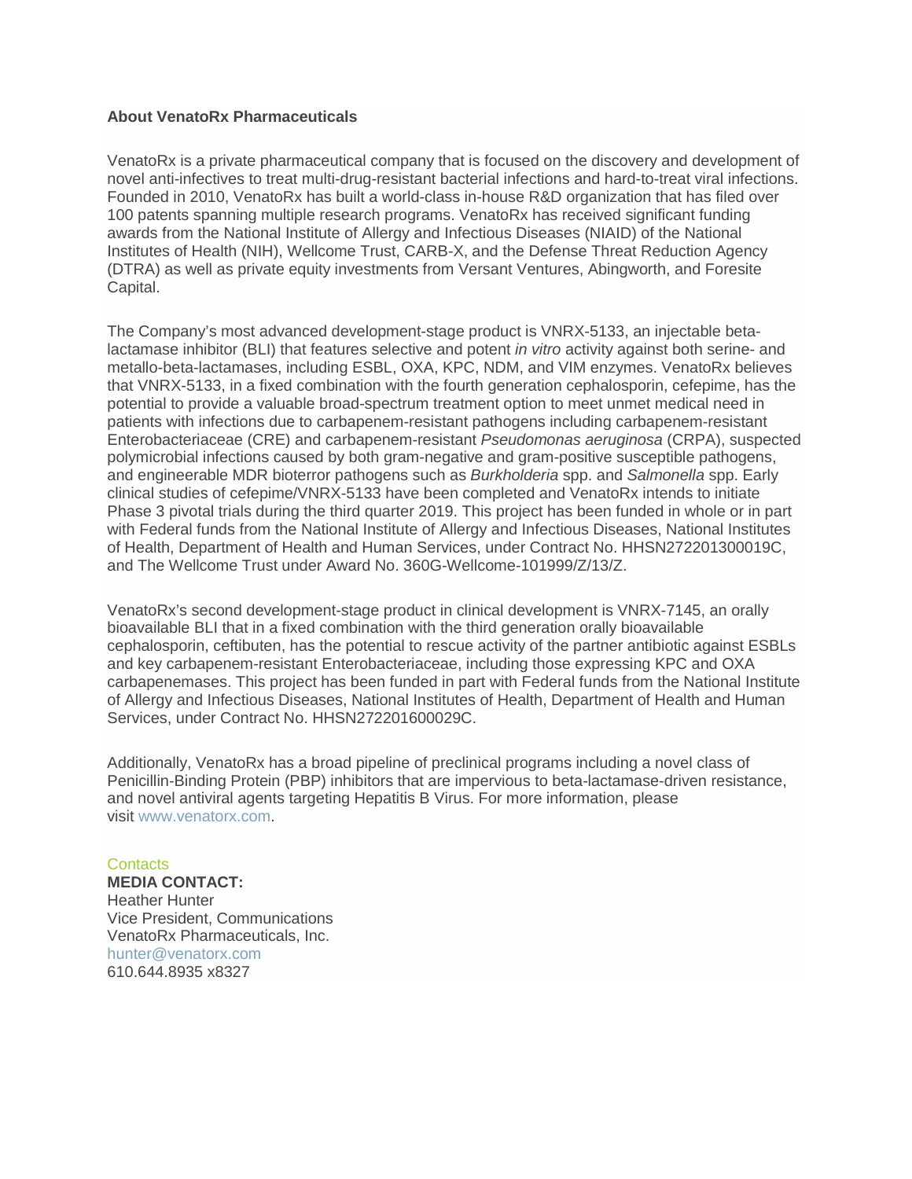**About VenatoRx Pharmaceuticals**

VenatoRx is a private pharmaceutical company that is focused on the discovery and development of novel anti-infectives to treat multi-drug-resistant bacterial infections and hard-to-treat viral infections. Founded in 2010, VenatoRx has built a world-class in-house R&D organization that has filed over 100 patents spanning multiple research programs. VenatoRx has received significant funding awards from the National Institute of Allergy and Infectious Diseases (NIAID) of the National Institutes of Health (NIH), Wellcome Trust, CARB-X, and the Defense Threat Reduction Agency (DTRA) as well as private equity investments from Versant Ventures, Abingworth, and Foresite Capital.

The Company's most advanced development-stage product is VNRX-5133, an injectable beta-lactamase inhibitor (BLI) that features selective and potent *in vitro* activity against both serine- and metallo-beta-lactamases, including ESBL, OXA, KPC, NDM, and VIM enzymes. VenatoRx believes that VNRX-5133, in a fixed combination with the fourth generation cephalosporin, cefepime, has the potential to provide a valuable broad-spectrum treatment option to meet unmet medical need in patients with infections due to carbapenem-resistant pathogens including carbapenem-resistant Enterobacteriaceae (CRE) and carbapenem-resistant *Pseudomonas aeruginosa* (CRPA), suspected polymicrobial infections caused by both gram-negative and gram-positive susceptible pathogens, and engineerable MDR bioterror pathogens such as *Burkholderia* spp. and *Salmonella* spp. Early clinical studies of cefepime/VNRX-5133 have been completed and VenatoRx intends to initiate Phase 3 pivotal trials during the third quarter 2019. This project has been funded in whole or in part with Federal funds from the National Institute of Allergy and Infectious Diseases, National Institutes of Health, Department of Health and Human Services, under Contract No. HHSN272201300019C, and The Wellcome Trust under Award No. 360G-Wellcome-101999/Z/13/Z.

VenatoRx's second development-stage product in clinical development is VNRX-7145, an orally bioavailable BLI that in a fixed combination with the third generation orally bioavailable cephalosporin, ceftibuten, has the potential to rescue activity of the partner antibiotic against ESBLs and key carbapenem-resistant Enterobacteriaceae, including those expressing KPC and OXA carbapenemases. This project has been funded in part with Federal funds from the National Institute of Allergy and Infectious Diseases, National Institutes of Health, Department of Health and Human Services, under Contract No. HHSN272201600029C.

Additionally, VenatoRx has a broad pipeline of preclinical programs including a novel class of Penicillin-Binding Protein (PBP) inhibitors that are impervious to beta-lactamase-driven resistance, and novel antiviral agents targeting Hepatitis B Virus. For more information, please visit www.venatorx.com.

Contacts

**MEDIA CONTACT:**
Heather Hunter
Vice President, Communications
VenatoRx Pharmaceuticals, Inc.
hunter@venatorx.com
610.644.8935 x8327